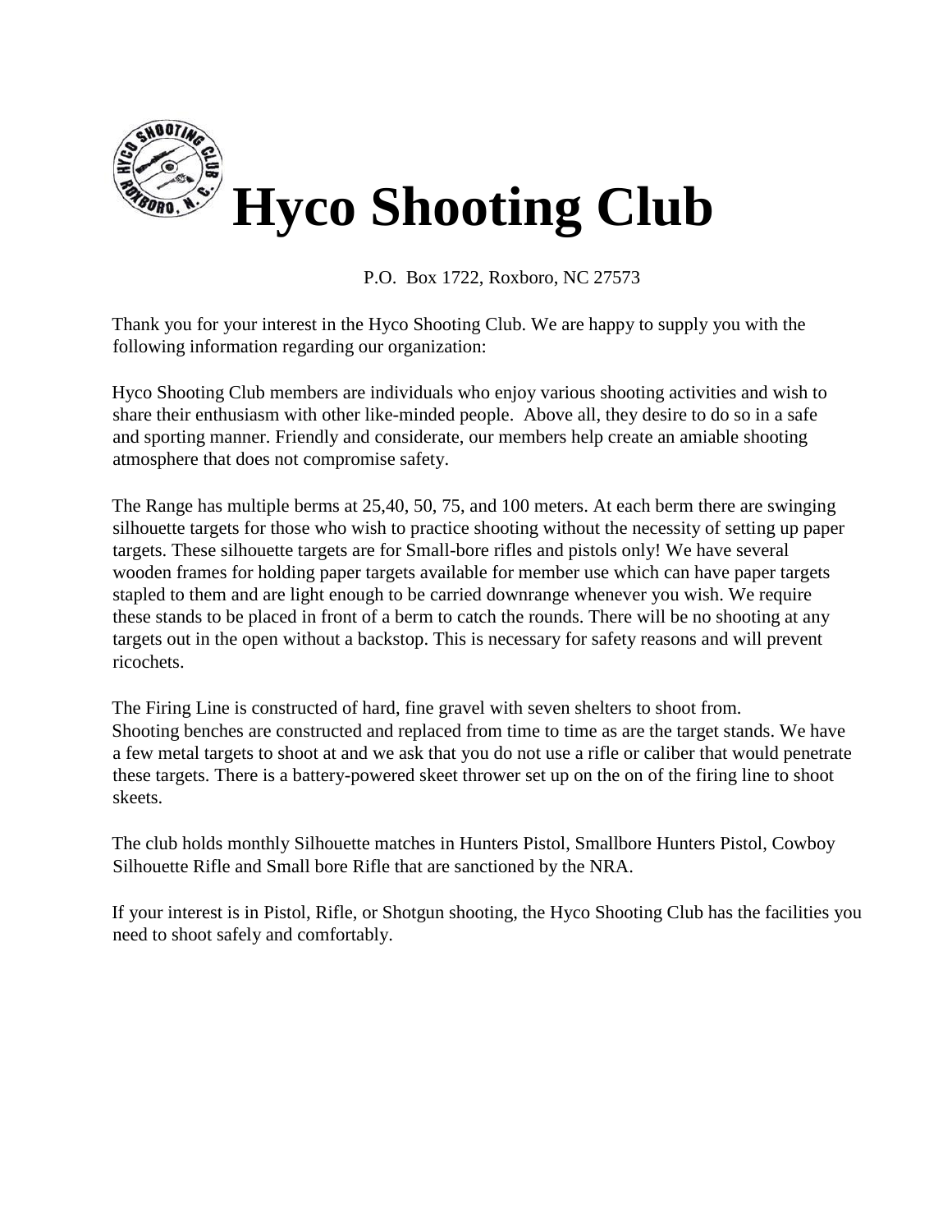# Hyco Shooting Club

P.O. Box 1722, Roxboro, NC 27573

Thank you for your interest in the Hyco Shooting Club. We are happy to supply you with the following information regarding our organization:

Hyco Shooting Club members are individuals who enjoy various shooting activities and wish to share their enthusiasm with other like-minded people. Above all, they desire to do so in a safe and sporting manner. Friendly and considerate, our members help create an amiable shooting atmosphere that does not compromise safety.

The Range has multiple berms at 25,40, 50, 75, and 100 meters. At each berm there are swinging silhouette targets for those who wish to practice shooting without the necessity of setting up paper targets. These silhouette targets are for Small-bore rifles and pistols only! We have several wooden frames for holding paper targets available for member use which can have paper targets stapled to them and are light enough to be carried downrange whenever you wish. We require these stands to be placed in front of a berm to catch the rounds. There will be no shooting at any targets out in the open without a backstop. This is necessary for safety reasons and will prevent ricochets.

The Firing Line is constructed of hard, fine gravel with seven shelters to shoot from. Shooting benches are constructed and replaced from time to time as are the target stands. We have a few metal targets to shoot at and we ask that you do not use a rifle or caliber that would penetrate these targets. There is a battery-powered skeet thrower set up on the on of the firing line to shoot skeets.

The club holds monthly Silhouette matches in Hunters Pistol, Smallbore Hunters Pistol, Cowboy Silhouette Rifle and Small bore Rifle that are sanctioned by the NRA.

If your interest is in Pistol, Rifle, or Shotgun shooting, the Hyco Shooting Club has the facilities you need to shoot safely and comfortably.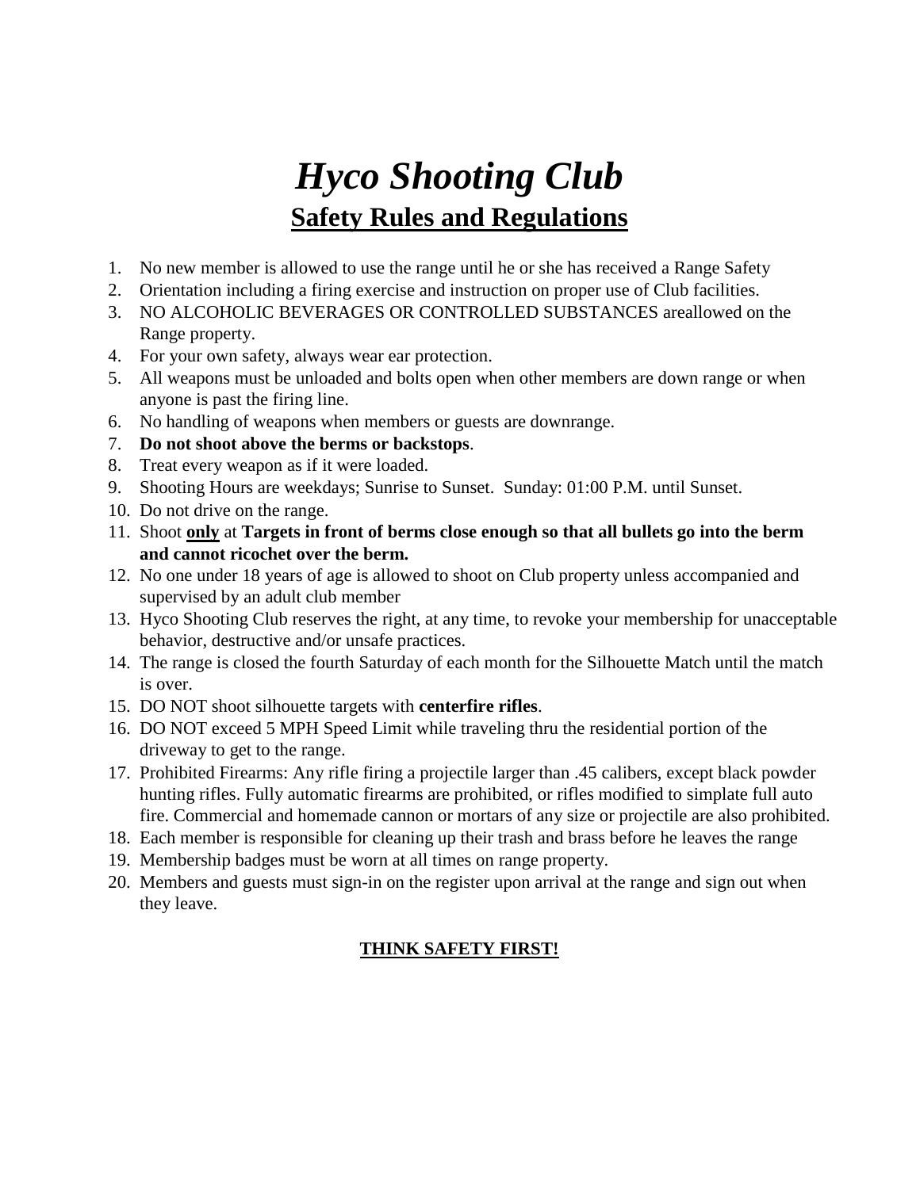# *Hyco Shooting Club*

## Safety Rules and Regulations

1. No new member is allowed to use the range until he or she has received a Range Safety
2. Orientation including a firing exercise and instruction on proper use of Club facilities.
3. NO ALCOHOLIC BEVERAGES OR CONTROLLED SUBSTANCES areallowed on the Range property.
4. For your own safety, always wear ear protection.
5. All weapons must be unloaded and bolts open when other members are down range or when anyone is past the firing line.
6. No handling of weapons when members or guests are downrange.
7. **Do not shoot above the berms or backstops**.
8. Treat every weapon as if it were loaded.
9. Shooting Hours are weekdays; Sunrise to Sunset. Sunday: 01:00 P.M. until Sunset.
10. Do not drive on the range.
11. Shoot <u>**only**</u> at **Targets in front of berms close enough so that all bullets go into the berm and cannot ricochet over the berm.**
12. No one under 18 years of age is allowed to shoot on Club property unless accompanied and supervised by an adult club member
13. Hyco Shooting Club reserves the right, at any time, to revoke your membership for unacceptable behavior, destructive and/or unsafe practices.
14. The range is closed the fourth Saturday of each month for the Silhouette Match until the match is over.
15. DO NOT shoot silhouette targets with **centerfire rifles**.
16. DO NOT exceed 5 MPH Speed Limit while traveling thru the residential portion of the driveway to get to the range.
17. Prohibited Firearms: Any rifle firing a projectile larger than .45 calibers, except black powder hunting rifles. Fully automatic firearms are prohibited, or rifles modified to simplate full auto fire. Commercial and homemade cannon or mortars of any size or projectile are also prohibited.
18. Each member is responsible for cleaning up their trash and brass before he leaves the range
19. Membership badges must be worn at all times on range property.
20. Members and guests must sign-in on the register upon arrival at the range and sign out when they leave.

<u>**THINK SAFETY FIRST!**</u>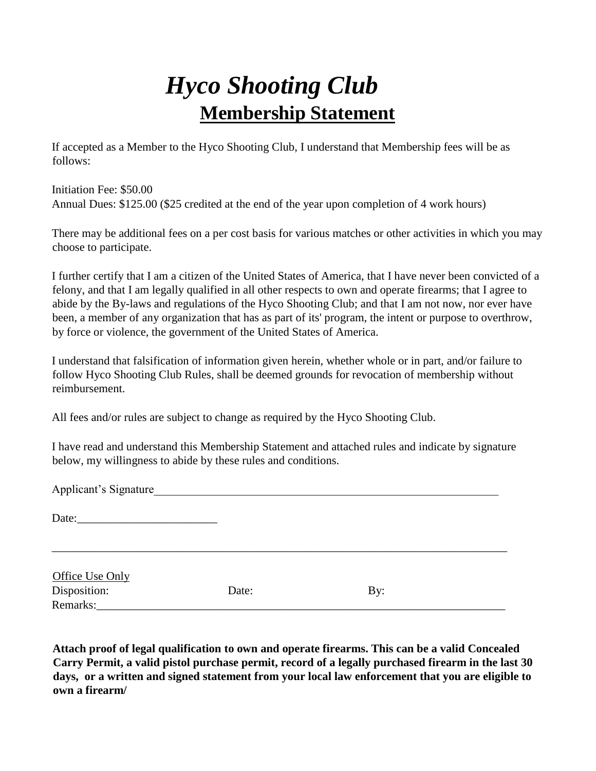# *Hyco Shooting Club*

## Membership Statement

If accepted as a Member to the Hyco Shooting Club, I understand that Membership fees will be as follows:

Initiation Fee: $50.00
Annual Dues: $125.00 ($25 credited at the end of the year upon completion of 4 work hours)

There may be additional fees on a per cost basis for various matches or other activities in which you may choose to participate.

I further certify that I am a citizen of the United States of America, that I have never been convicted of a felony, and that I am legally qualified in all other respects to own and operate firearms; that I agree to abide by the By-laws and regulations of the Hyco Shooting Club; and that I am not now, nor ever have been, a member of any organization that has as part of its' program, the intent or purpose to overthrow, by force or violence, the government of the United States of America.

I understand that falsification of information given herein, whether whole or in part, and/or failure to follow Hyco Shooting Club Rules, shall be deemed grounds for revocation of membership without reimbursement.

All fees and/or rules are subject to change as required by the Hyco Shooting Club.

I have read and understand this Membership Statement and attached rules and indicate by signature below, my willingness to abide by these rules and conditions.

Applicant's Signature_______________________________________________________________

Date:_________________________

---

Office Use Only
Disposition: Date: By:
Remarks:___________________________________________________________________________

**Attach proof of legal qualification to own and operate firearms. This can be a valid Concealed Carry Permit, a valid pistol purchase permit, record of a legally purchased firearm in the last 30 days, or a written and signed statement from your local law enforcement that you are eligible to own a firearm/**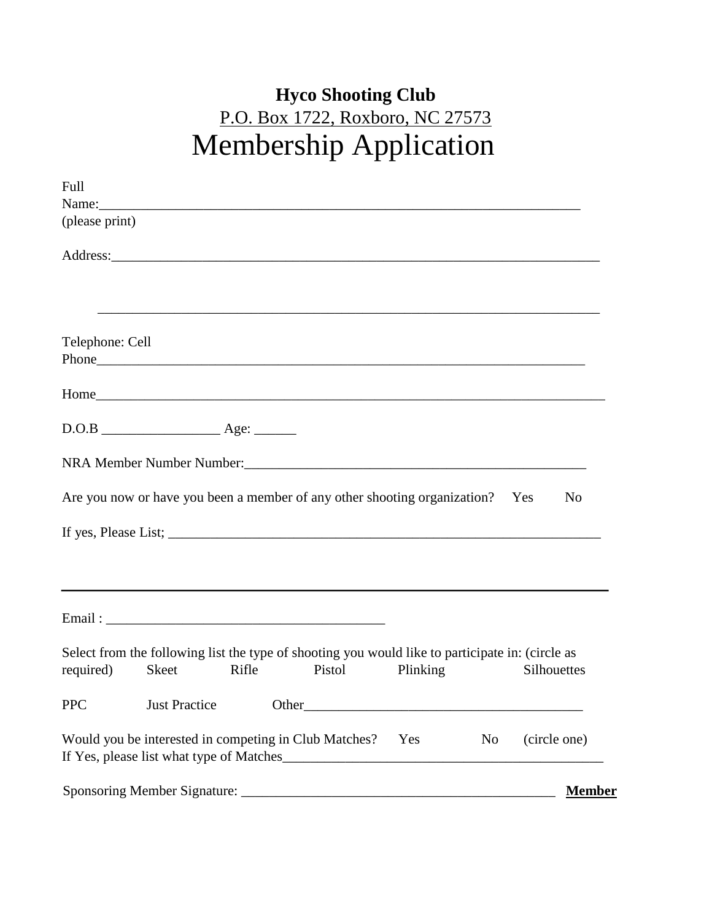**Hyco Shooting Club**

P.O. Box 1722, Roxboro, NC 27573

# Membership Application

Full Name:_______________________________________________________________________
(please print)

Address:_________________________________________________________________________

_________________________________________________________________________

Telephone: Cell Phone_____________________________________________________________

Home____________________________________________________________________________

D.O.B _________________ Age: ______

NRA Member Number Number:__________________________________________________

Are you now or have you been a member of any other shooting organization? Yes No

If yes, Please List; ______________________________________________________________

_________________________________________________________________________

Email : _________________________________________

Select from the following list the type of shooting you would like to participate in: (circle as required) Skeet Rifle Pistol Plinking Silhouettes

PPC Just Practice Other________________________________________

Would you be interested in competing in Club Matches? Yes No (circle one)
If Yes, please list what type of Matches_______________________________________________

Sponsoring Member Signature: ____________________________________________ **Member**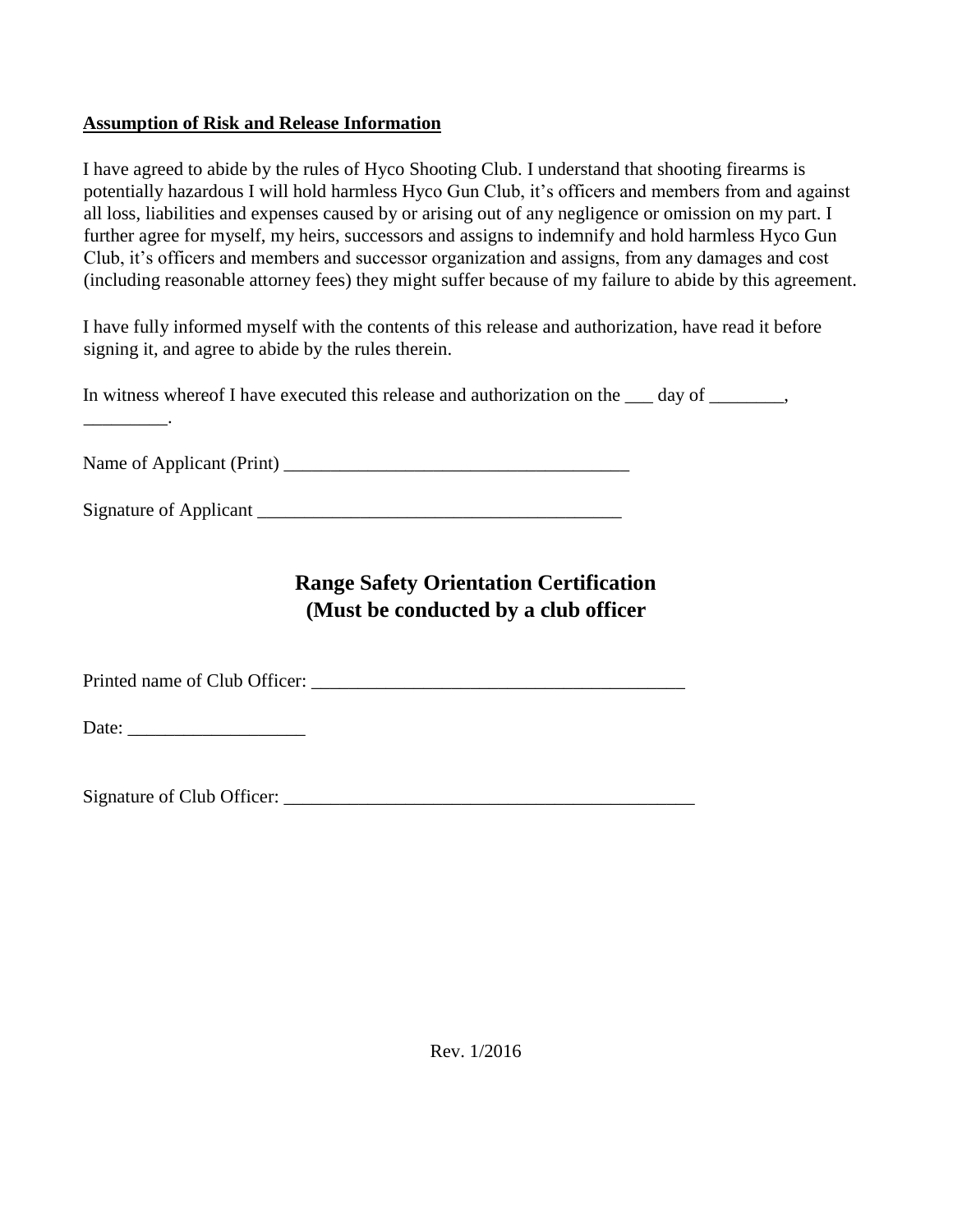**Assumption of Risk and Release Information**

I have agreed to abide by the rules of Hyco Shooting Club. I understand that shooting firearms is potentially hazardous I will hold harmless Hyco Gun Club, it's officers and members from and against all loss, liabilities and expenses caused by or arising out of any negligence or omission on my part. I further agree for myself, my heirs, successors and assigns to indemnify and hold harmless Hyco Gun Club, it's officers and members and successor organization and assigns, from any damages and cost (including reasonable attorney fees) they might suffer because of my failure to abide by this agreement.

I have fully informed myself with the contents of this release and authorization, have read it before signing it, and agree to abide by the rules therein.

In witness whereof I have executed this release and authorization on the ___ day of ________, _________.

Name of Applicant (Print) ______________________________________

Signature of Applicant ________________________________________

## Range Safety Orientation Certification
## (Must be conducted by a club officer

Printed name of Club Officer: ________________________________________

Date: ___________________

Signature of Club Officer: ____________________________________________

Rev. 1/2016